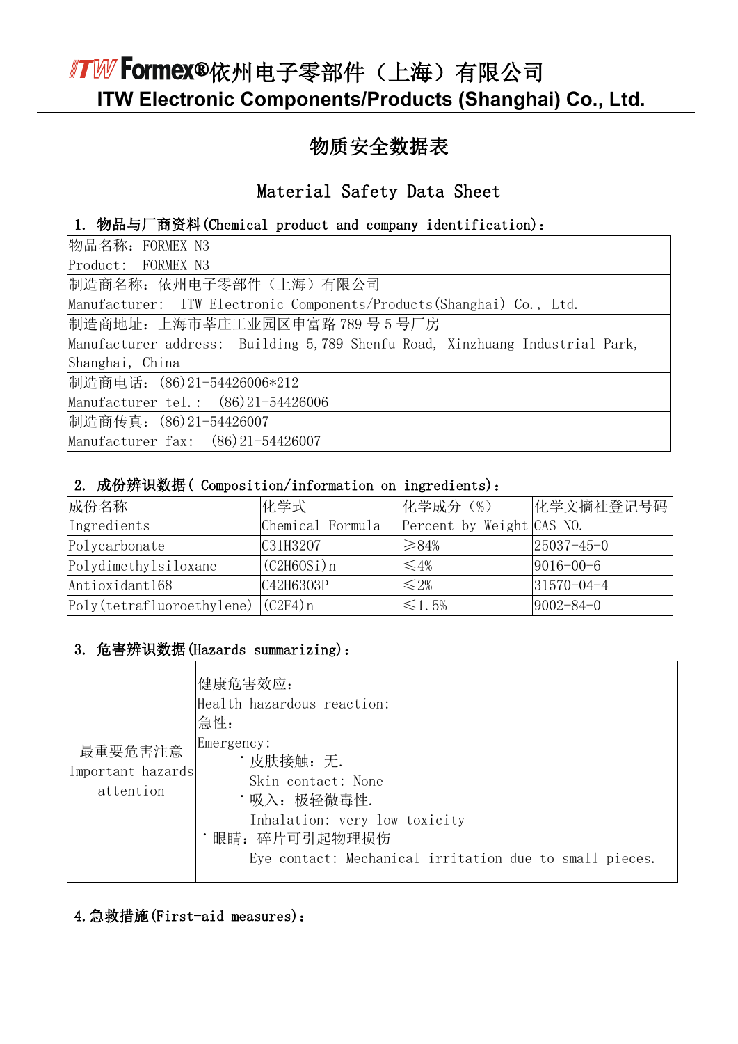# ITW Formex®依州电子零部件（上海）有限公司

## ITW Electronic Components/Products (Shanghai) Co., Ltd.

# 物质安全数据表

# Material Safety Data Sheet

### 1. 物品与厂商资料(Chemical product and company identification)：

| |
|---|
| 物品名称：FORMEX N3<br>Product: FORMEX N3 |
| 制造商名称：依州电子零部件（上海）有限公司<br>Manufacturer: ITW Electronic Components/Products(Shanghai) Co., Ltd. |
| 制造商地址：上海市莘庄工业园区申富路 789 号 5 号厂房<br>Manufacturer address: Building 5,789 Shenfu Road, Xinzhuang Industrial Park, Shanghai, China |
| 制造商电话：(86)21-54426006*212<br>Manufacturer tel.: (86)21-54426006 |
| 制造商传真：(86)21-54426007<br>Manufacturer fax: (86)21-54426007 |

### 2. 成份辨识数据( Composition/information on ingredients)：

| 成份名称<br>Ingredients | 化学式<br>Chemical Formula | 化学成分（%）<br>Percent by Weight | 化学文摘社登记号码<br>CAS NO. |
|---|---|---|---|
| Polycarbonate | $C_{31}H_{32}O_7$ | ≥84% | 25037-45-0 |
| Polydimethylsiloxane | $(C_2H_6OSi)_n$ | ≤4% | 9016-00-6 |
| Antioxidant168 | $C_{42}H_{63}O_3P$ | ≤2% | 31570-04-4 |
| Poly(tetrafluoroethylene) | $(C_2F_4)_n$ | ≤1.5% | 9002-84-0 |

### 3. 危害辨识数据(Hazards summarizing)：

| | |
|---|---|
| 最重要危害注意<br>Important hazards attention | 健康危害效应：<br>Health hazardous reaction:<br>急性：<br>Emergency:<br>・皮肤接触：无.<br>Skin contact: None<br>・吸入：极轻微毒性.<br>Inhalation: very low toxicity<br>・眼睛：碎片可引起物理损伤<br>Eye contact: Mechanical irritation due to small pieces. |

### 4.急救措施(First-aid measures)：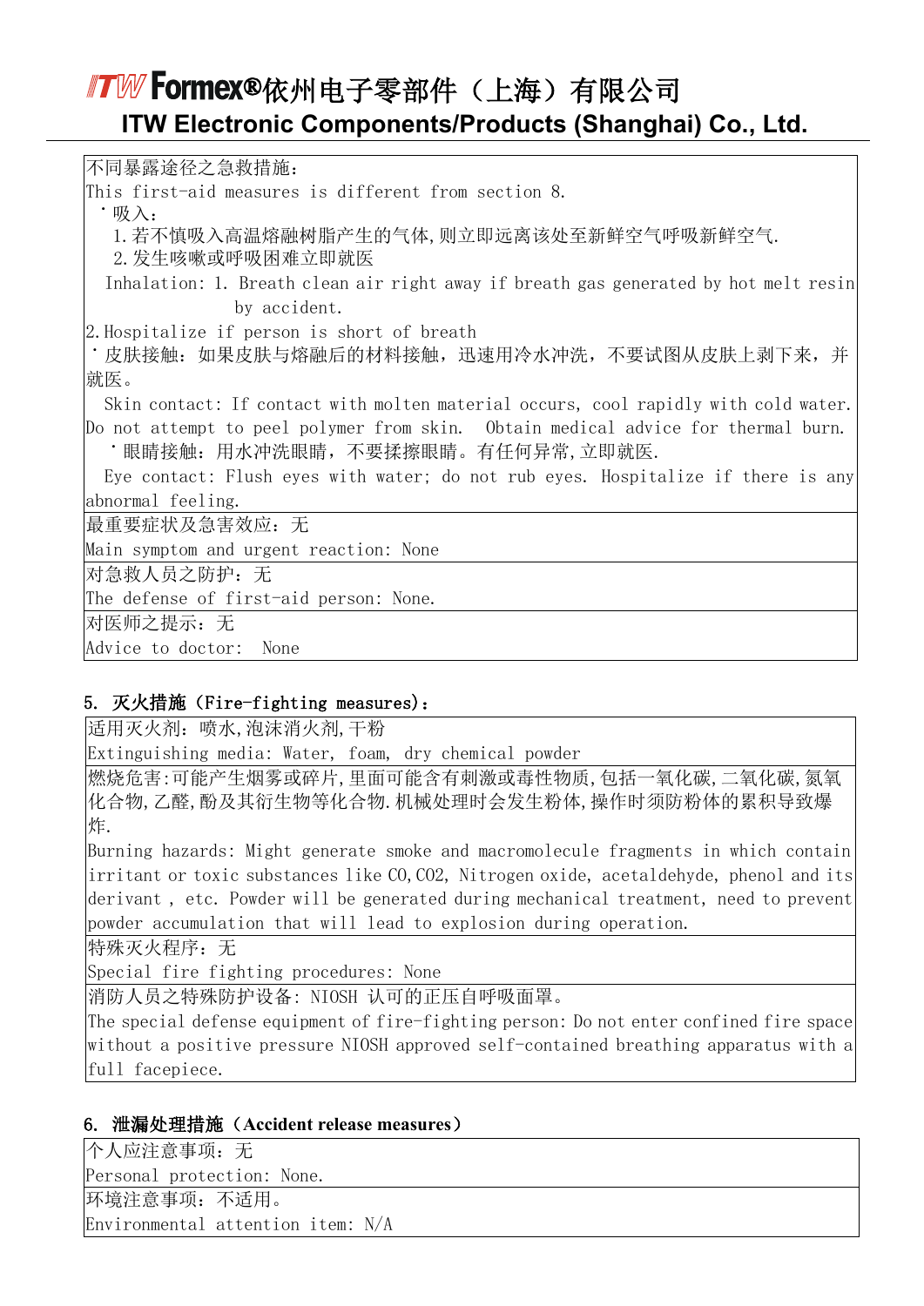不同暴露途径之急救措施：
This first-aid measures is different from section 8.

・吸入：

1.若不慎吸入高温熔融树脂产生的气体,则立即远离该处至新鲜空气呼吸新鲜空气.

2.发生咳嗽或呼吸困难立即就医

Inhalation: 1. Breath clean air right away if breath gas generated by hot melt resin by accident.

2.Hospitalize if person is short of breath

・皮肤接触：如果皮肤与熔融后的材料接触，迅速用冷水冲洗，不要试图从皮肤上剥下来，并就医。

Skin contact: If contact with molten material occurs, cool rapidly with cold water. Do not attempt to peel polymer from skin. Obtain medical advice for thermal burn.

・眼睛接触：用水冲洗眼睛，不要揉擦眼睛。有任何异常,立即就医.

Eye contact: Flush eyes with water; do not rub eyes. Hospitalize if there is any abnormal feeling.

最重要症状及急害效应：无
Main symptom and urgent reaction: None

对急救人员之防护：无
The defense of first-aid person: None.

对医师之提示：无
Advice to doctor: None

## 5. 灭火措施（Fire-fighting measures）：

适用灭火剂：喷水,泡沫消火剂,干粉
Extinguishing media: Water, foam, dry chemical powder

燃烧危害:可能产生烟雾或碎片,里面可能含有刺激或毒性物质,包括一氧化碳,二氧化碳,氮氧化合物,乙醛,酚及其衍生物等化合物.机械处理时会发生粉体,操作时须防粉体的累积导致爆炸.

Burning hazards: Might generate smoke and macromolecule fragments in which contain irritant or toxic substances like CO, CO2, Nitrogen oxide, acetaldehyde, phenol and its derivant , etc. Powder will be generated during mechanical treatment, need to prevent powder accumulation that will lead to explosion during operation.

特殊灭火程序：无
Special fire fighting procedures: None

消防人员之特殊防护设备: NIOSH 认可的正压自呼吸面罩。
The special defense equipment of fire-fighting person: Do not enter confined fire space without a positive pressure NIOSH approved self-contained breathing apparatus with a full facepiece.

## 6. 泄漏处理措施（Accident release measures）

个人应注意事项：无
Personal protection: None.

环境注意事项：不适用。
Environmental attention item: N/A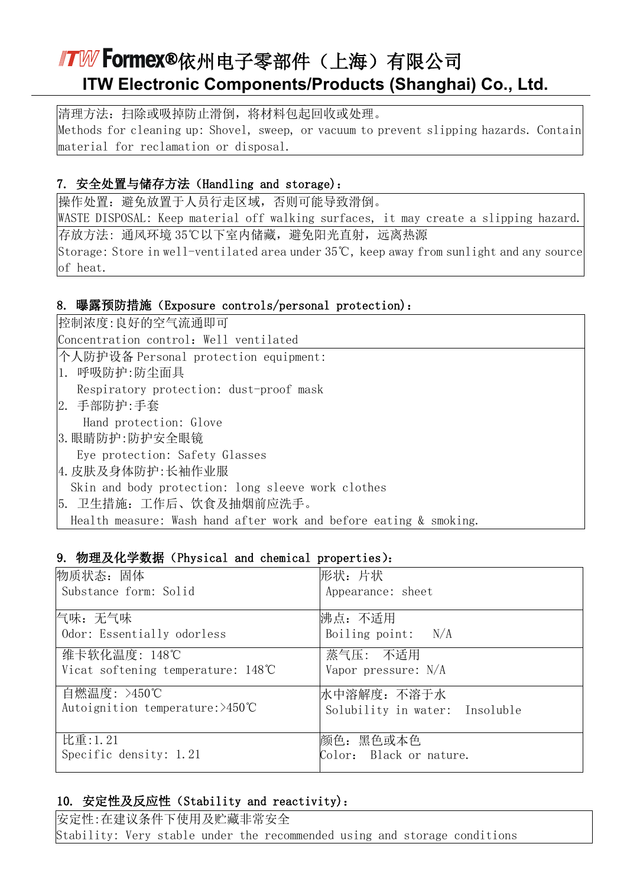清理方法：扫除或吸掉防止滑倒，将材料包起回收或处理。
Methods for cleaning up: Shovel, sweep, or vacuum to prevent slipping hazards. Contain material for reclamation or disposal.

## 7. 安全处置与储存方法（Handling and storage）：

操作处置：避免放置于人员行走区域，否则可能导致滑倒。
WASTE DISPOSAL: Keep material off walking surfaces, it may create a slipping hazard.

存放方法：通风环境35℃以下室内储藏，避免阳光直射，远离热源
Storage: Store in well-ventilated area under 35℃, keep away from sunlight and any source of heat.

## 8. 曝露预防措施（Exposure controls/personal protection）：

控制浓度:良好的空气流通即可
Concentration control：Well ventilated

个人防护设备 Personal protection equipment:

1. 呼吸防护:防尘面具
   Respiratory protection: dust-proof mask
2. 手部防护:手套
   Hand protection: Glove
3. 眼睛防护:防护安全眼镜
   Eye protection: Safety Glasses
4. 皮肤及身体防护:长袖作业服
   Skin and body protection: long sleeve work clothes
5. 卫生措施：工作后、饮食及抽烟前应洗手。
   Health measure: Wash hand after work and before eating & smoking.

## 9. 物理及化学数据（Physical and chemical properties）：

| | |
|---|---|
| 物质状态：固体<br>Substance form: Solid | 形状：片状<br>Appearance: sheet |
| 气味：无气味<br>Odor: Essentially odorless | 沸点：不适用<br>Boiling point: N/A |
| 维卡软化温度：148℃<br>Vicat softening temperature: 148℃ | 蒸气压：不适用<br>Vapor pressure: N/A |
| 自燃温度：>450℃<br>Autoignition temperature:>450℃ | 水中溶解度：不溶于水<br>Solubility in water: Insoluble |
| 比重:1.21<br>Specific density: 1.21 | 颜色：黑色或本色<br>Color: Black or nature. |

## 10. 安定性及反应性（Stability and reactivity）：

安定性:在建议条件下使用及贮藏非常安全
Stability: Very stable under the recommended using and storage conditions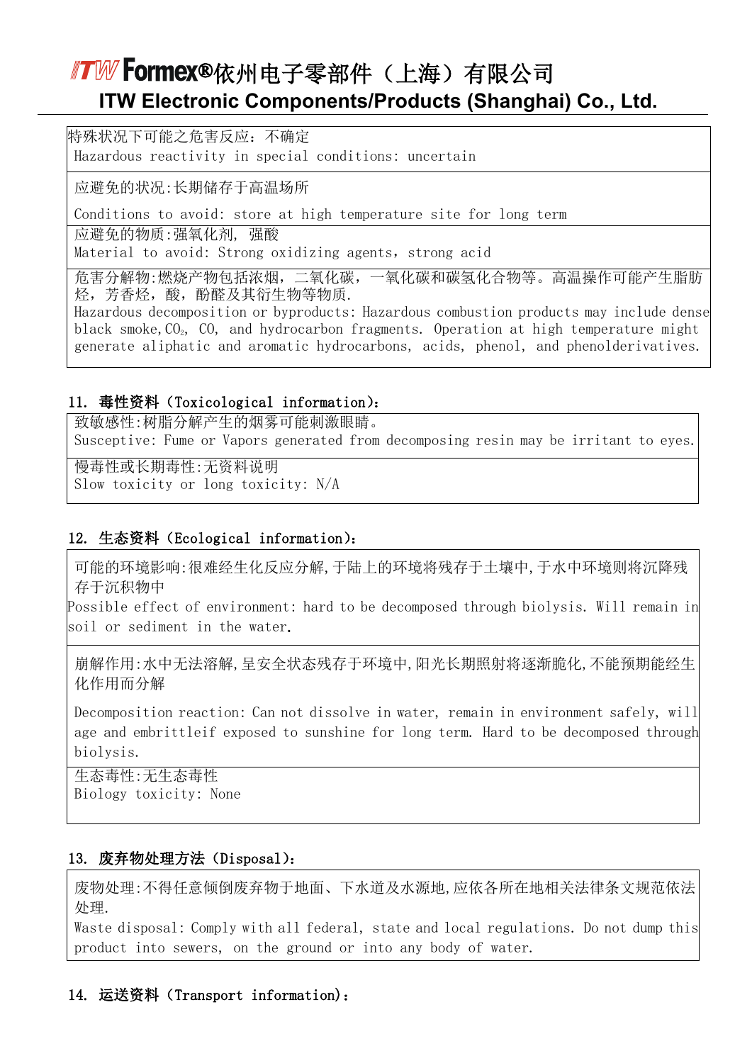| |
|---|
| 特殊状况下可能之危害反应：不确定<br>Hazardous reactivity in special conditions: uncertain |
| 应避免的状况:长期储存于高温场所<br>Conditions to avoid: store at high temperature site for long term |
| 应避免的物质:强氧化剂，强酸<br>Material to avoid: Strong oxidizing agents，strong acid |
| 危害分解物:燃烧产物包括浓烟，二氧化碳，一氧化碳和碳氢化合物等。高温操作可能产生脂肪烃，芳香烃，酸，酚醛及其衍生物等物质.<br>Hazardous decomposition or byproducts: Hazardous combustion products may include dense black smoke, $CO_2$, CO, and hydrocarbon fragments. Operation at high temperature might generate aliphatic and aromatic hydrocarbons, acids, phenol, and phenolderivatives. |

## 11. 毒性资料（Toxicological information）:

| |
|---|
| 致敏感性:树脂分解产生的烟雾可能刺激眼睛。<br>Susceptive: Fume or Vapors generated from decomposing resin may be irritant to eyes. |
| 慢毒性或长期毒性:无资料说明<br>Slow toxicity or long toxicity: N/A |

## 12. 生态资料（Ecological information）:

| |
|---|
| 可能的环境影响:很难经生化反应分解,于陆上的环境将残存于土壤中,于水中环境则将沉降残存于沉积物中<br>Possible effect of environment: hard to be decomposed through biolysis. Will remain in soil or sediment in the water. |
| 崩解作用:水中无法溶解,呈安全状态残存于环境中,阳光长期照射将逐渐脆化,不能预期能经生化作用而分解<br>Decomposition reaction: Can not dissolve in water, remain in environment safely, will age and embrittleif exposed to sunshine for long term. Hard to be decomposed through biolysis. |
| 生态毒性:无生态毒性<br>Biology toxicity: None |

## 13. 废弃物处理方法（Disposal）:

| |
|---|
| 废物处理:不得任意倾倒废弃物于地面、下水道及水源地,应依各所在地相关法律条文规范依法处理.<br>Waste disposal: Comply with all federal, state and local regulations. Do not dump this product into sewers, on the ground or into any body of water. |

## 14. 运送资料（Transport information）: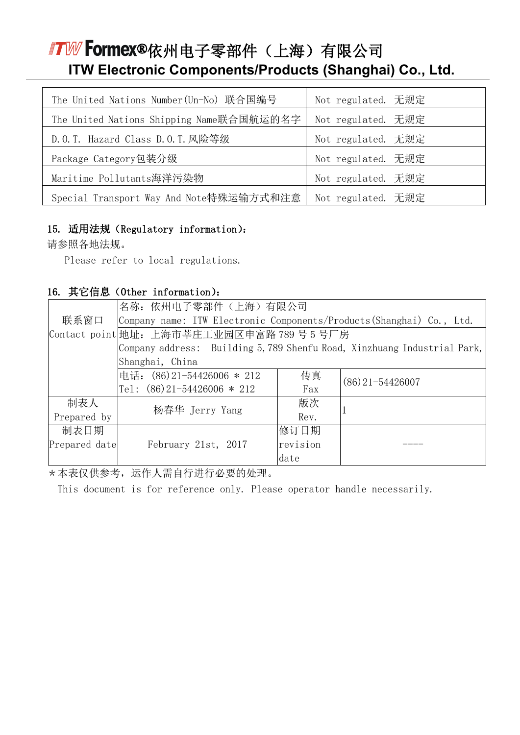| | |
|---|---|
| The United Nations Number(Un-No) 联合国编号 | Not regulated. 无规定 |
| The United Nations Shipping Name联合国航运的名字 | Not regulated. 无规定 |
| D.O.T. Hazard Class D.O.T.风险等级 | Not regulated. 无规定 |
| Package Category包装分级 | Not regulated. 无规定 |
| Maritime Pollutants海洋污染物 | Not regulated. 无规定 |
| Special Transport Way And Note特殊运输方式和注意 | Not regulated. 无规定 |

## 15. 适用法规（Regulatory information）:

请参照各地法规。

Please refer to local regulations.

## 16. 其它信息（Other information）:

| | | | |
|---|---|---|---|
| 联系窗口 Contact point | 名称：依州电子零部件（上海）有限公司<br>Company name: ITW Electronic Components/Products(Shanghai) Co., Ltd. | | |
| | 地址：上海市莘庄工业园区申富路 789 号 5 号厂房<br>Company address: Building 5, 789 Shenfu Road, Xinzhuang Industrial Park, Shanghai, China | | |
| | 电话：(86)21-54426006 * 212<br>Tel: (86)21-54426006 * 212 | 传真 Fax | (86)21-54426007 |
| 制表人 Prepared by | 杨春华 Jerry Yang | 版次 Rev. | 1 |
| 制表日期 Prepared date | February 21st, 2017 | 修订日期 revision date | ---- |

*本表仅供参考，运作人需自行进行必要的处理。

This document is for reference only. Please operator handle necessarily.